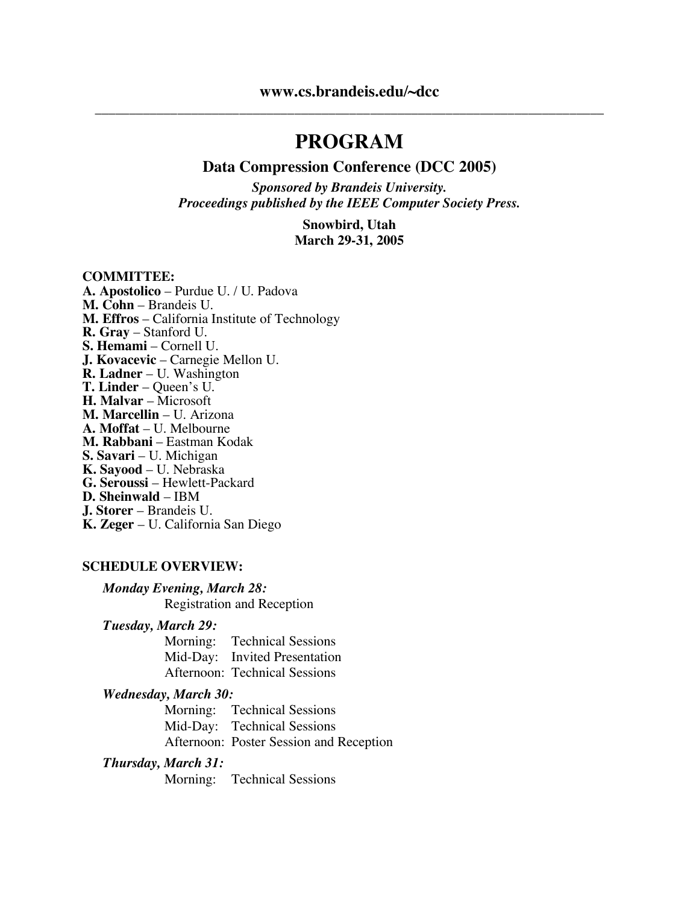**www.cs.brandeis.edu/~dcc**

---

# PROGRAM

## Data Compression Conference (DCC 2005)

***Sponsored by Brandeis University.***
***Proceedings published by the IEEE Computer Society Press.***

**Snowbird, Utah**
**March 29-31, 2005**

**COMMITTEE:**

**A. Apostolico** – Purdue U. / U. Padova
**M. Cohn** – Brandeis U.
**M. Effros** – California Institute of Technology
**R. Gray** – Stanford U.
**S. Hemami** – Cornell U.
**J. Kovacevic** – Carnegie Mellon U.
**R. Ladner** – U. Washington
**T. Linder** – Queen's U.
**H. Malvar** – Microsoft
**M. Marcellin** – U. Arizona
**A. Moffat** – U. Melbourne
**M. Rabbani** – Eastman Kodak
**S. Savari** – U. Michigan
**K. Sayood** – U. Nebraska
**G. Seroussi** – Hewlett-Packard
**D. Sheinwald** – IBM
**J. Storer** – Brandeis U.
**K. Zeger** – U. California San Diego

**SCHEDULE OVERVIEW:**

***Monday Evening, March 28:***
Registration and Reception

***Tuesday, March 29:***
Morning: Technical Sessions
Mid-Day: Invited Presentation
Afternoon: Technical Sessions

***Wednesday, March 30:***
Morning: Technical Sessions
Mid-Day: Technical Sessions
Afternoon: Poster Session and Reception

***Thursday, March 31:***
Morning: Technical Sessions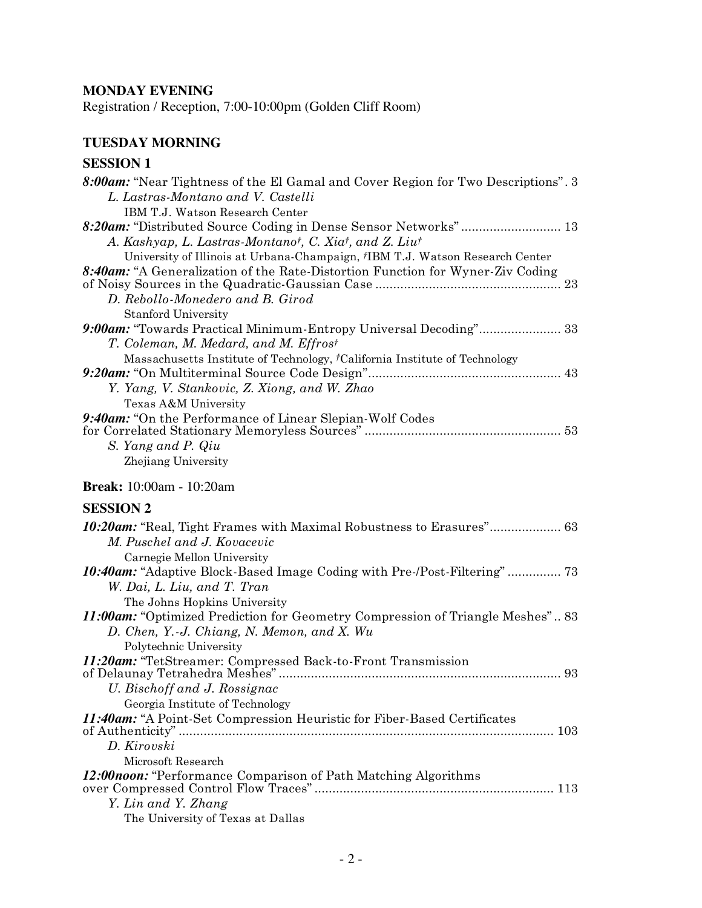**MONDAY EVENING**

Registration / Reception, 7:00-10:00pm (Golden Cliff Room)

## TUESDAY MORNING

### SESSION 1

***8:00am:*** "Near Tightness of the El Gamal and Cover Region for Two Descriptions" . 3
*L. Lastras-Montano and V. Castelli*
IBM T.J. Watson Research Center

***8:20am:*** "Distributed Source Coding in Dense Sensor Networks" ............................ 13
*A. Kashyap, L. Lastras-Montano†, C. Xia†, and Z. Liu†*
University of Illinois at Urbana-Champaign, †IBM T.J. Watson Research Center

***8:40am:*** "A Generalization of the Rate-Distortion Function for Wyner-Ziv Coding of Noisy Sources in the Quadratic-Gaussian Case ................................................... 23
*D. Rebollo-Monedero and B. Girod*
Stanford University

***9:00am:*** "Towards Practical Minimum-Entropy Universal Decoding"....................... 33
*T. Coleman, M. Medard, and M. Effros†*
Massachusetts Institute of Technology, †California Institute of Technology

***9:20am:*** "On Multiterminal Source Code Design"...................................................... 43
*Y. Yang, V. Stankovic, Z. Xiong, and W. Zhao*
Texas A&M University

***9:40am:*** "On the Performance of Linear Slepian-Wolf Codes for Correlated Stationary Memoryless Sources" ....................................................... 53
*S. Yang and P. Qiu*
Zhejiang University

**Break:** 10:00am - 10:20am

### SESSION 2

***10:20am:*** "Real, Tight Frames with Maximal Robustness to Erasures".................... 63
*M. Puschel and J. Kovacevic*
Carnegie Mellon University

***10:40am:*** "Adaptive Block-Based Image Coding with Pre-/Post-Filtering" ............... 73
*W. Dai, L. Liu, and T. Tran*
The Johns Hopkins University

***11:00am:*** "Optimized Prediction for Geometry Compression of Triangle Meshes" .. 83
*D. Chen, Y.-J. Chiang, N. Memon, and X. Wu*
Polytechnic University

***11:20am:*** "TetStreamer: Compressed Back-to-Front Transmission of Delaunay Tetrahedra Meshes" ............................................................................... 93
*U. Bischoff and J. Rossignac*
Georgia Institute of Technology

***11:40am:*** "A Point-Set Compression Heuristic for Fiber-Based Certificates of Authenticity" .......................................................................................................... 103
*D. Kirovski*
Microsoft Research

***12:00noon:*** "Performance Comparison of Path Matching Algorithms over Compressed Control Flow Traces" .................................................................. 113
*Y. Lin and Y. Zhang*
The University of Texas at Dallas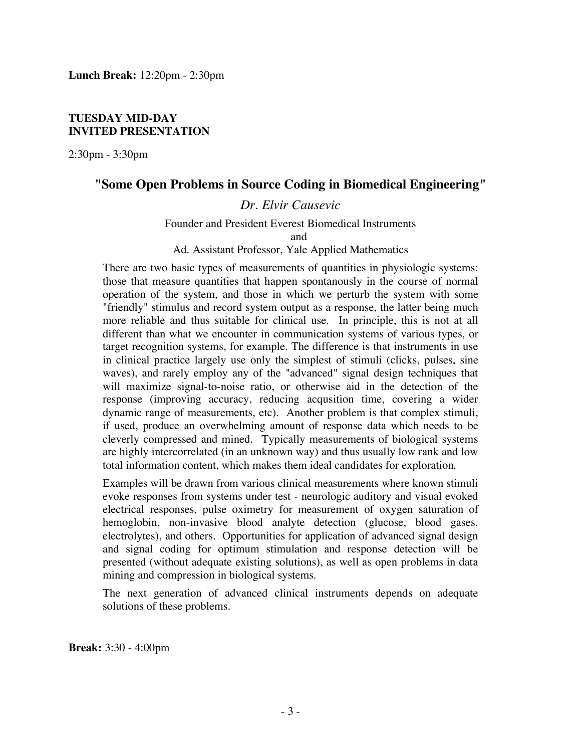**Lunch Break:** 12:20pm - 2:30pm

**TUESDAY MID-DAY**
**INVITED PRESENTATION**

2:30pm - 3:30pm

## "Some Open Problems in Source Coding in Biomedical Engineering"

*Dr. Elvir Causevic*

Founder and President Everest Biomedical Instruments
and
Ad. Assistant Professor, Yale Applied Mathematics

There are two basic types of measurements of quantities in physiologic systems: those that measure quantities that happen spontanously in the course of normal operation of the system, and those in which we perturb the system with some "friendly" stimulus and record system output as a response, the latter being much more reliable and thus suitable for clinical use. In principle, this is not at all different than what we encounter in communication systems of various types, or target recognition systems, for example. The difference is that instruments in use in clinical practice largely use only the simplest of stimuli (clicks, pulses, sine waves), and rarely employ any of the "advanced" signal design techniques that will maximize signal-to-noise ratio, or otherwise aid in the detection of the response (improving accuracy, reducing acqusition time, covering a wider dynamic range of measurements, etc). Another problem is that complex stimuli, if used, produce an overwhelming amount of response data which needs to be cleverly compressed and mined. Typically measurements of biological systems are highly intercorrelated (in an unknown way) and thus usually low rank and low total information content, which makes them ideal candidates for exploration.

Examples will be drawn from various clinical measurements where known stimuli evoke responses from systems under test - neurologic auditory and visual evoked electrical responses, pulse oximetry for measurement of oxygen saturation of hemoglobin, non-invasive blood analyte detection (glucose, blood gases, electrolytes), and others. Opportunities for application of advanced signal design and signal coding for optimum stimulation and response detection will be presented (without adequate existing solutions), as well as open problems in data mining and compression in biological systems.

The next generation of advanced clinical instruments depends on adequate solutions of these problems.

**Break:** 3:30 - 4:00pm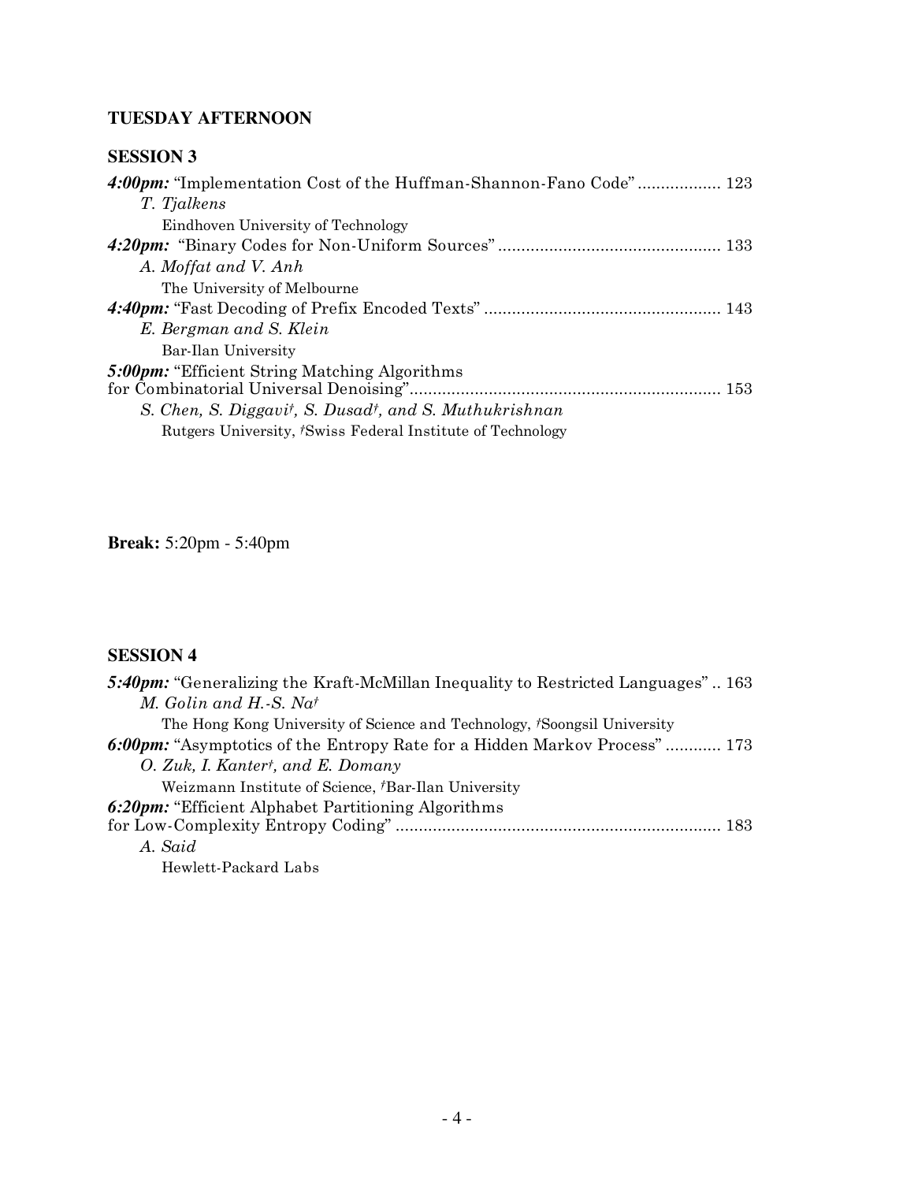## TUESDAY AFTERNOON

### SESSION 3

***4:00pm:*** "Implementation Cost of the Huffman-Shannon-Fano Code" .................. 123
*T. Tjalkens*
Eindhoven University of Technology

***4:20pm:*** "Binary Codes for Non-Uniform Sources" ................................................ 133
*A. Moffat and V. Anh*
The University of Melbourne

***4:40pm:*** "Fast Decoding of Prefix Encoded Texts" .................................................. 143
*E. Bergman and S. Klein*
Bar-Ilan University

***5:00pm:*** "Efficient String Matching Algorithms for Combinatorial Universal Denoising" ................................................................... 153
*S. Chen, S. Diggavi†, S. Dusad†, and S. Muthukrishnan*
Rutgers University, †Swiss Federal Institute of Technology

**Break:** 5:20pm - 5:40pm

### SESSION 4

***5:40pm:*** "Generalizing the Kraft-McMillan Inequality to Restricted Languages" .. 163
*M. Golin and H.-S. Na†*
The Hong Kong University of Science and Technology, †Soongsil University

***6:00pm:*** "Asymptotics of the Entropy Rate for a Hidden Markov Process" ............ 173
*O. Zuk, I. Kanter†, and E. Domany*
Weizmann Institute of Science, †Bar-Ilan University

***6:20pm:*** "Efficient Alphabet Partitioning Algorithms for Low-Complexity Entropy Coding" ..................................................................... 183
*A. Said*
Hewlett-Packard Labs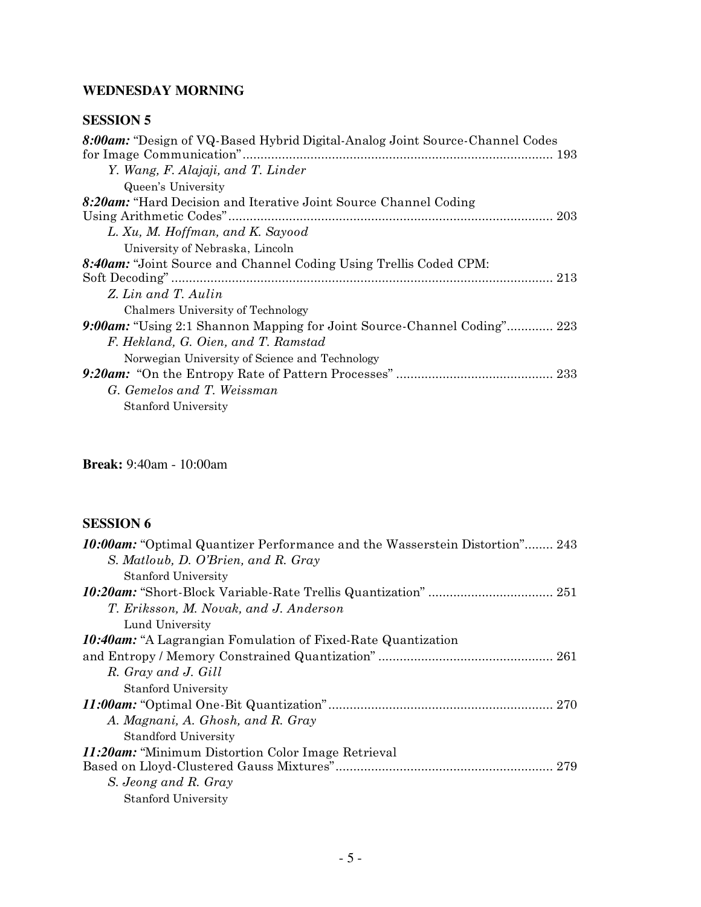## WEDNESDAY MORNING

### SESSION 5

***8:00am:*** "Design of VQ-Based Hybrid Digital-Analog Joint Source-Channel Codes for Image Communication"........................................................................................ 193
*Y. Wang, F. Alajaji, and T. Linder*
Queen's University

***8:20am:*** "Hard Decision and Iterative Joint Source Channel Coding Using Arithmetic Codes"........................................................................................... 203
*L. Xu, M. Hoffman, and K. Sayood*
University of Nebraska, Lincoln

***8:40am:*** "Joint Source and Channel Coding Using Trellis Coded CPM: Soft Decoding" ........................................................................................................... 213
*Z. Lin and T. Aulin*
Chalmers University of Technology

***9:00am:*** "Using 2:1 Shannon Mapping for Joint Source-Channel Coding"............. 223
*F. Hekland, G. Oien, and T. Ramstad*
Norwegian University of Science and Technology

***9:20am:*** "On the Entropy Rate of Pattern Processes" ............................................ 233
*G. Gemelos and T. Weissman*
Stanford University

**Break:** 9:40am - 10:00am

### SESSION 6

***10:00am:*** "Optimal Quantizer Performance and the Wasserstein Distortion"........ 243
*S. Matloub, D. O'Brien, and R. Gray*
Stanford University

***10:20am:*** "Short-Block Variable-Rate Trellis Quantization" ................................... 251
*T. Eriksson, M. Novak, and J. Anderson*
Lund University

***10:40am:*** "A Lagrangian Fomulation of Fixed-Rate Quantization and Entropy / Memory Constrained Quantization" ................................................ 261
*R. Gray and J. Gill*
Stanford University

***11:00am:*** "Optimal One-Bit Quantization"............................................................... 270
*A. Magnani, A. Ghosh, and R. Gray*
Standford University

***11:20am:*** "Minimum Distortion Color Image Retrieval Based on Lloyd-Clustered Gauss Mixtures"............................................................ 279
*S. Jeong and R. Gray*
Stanford University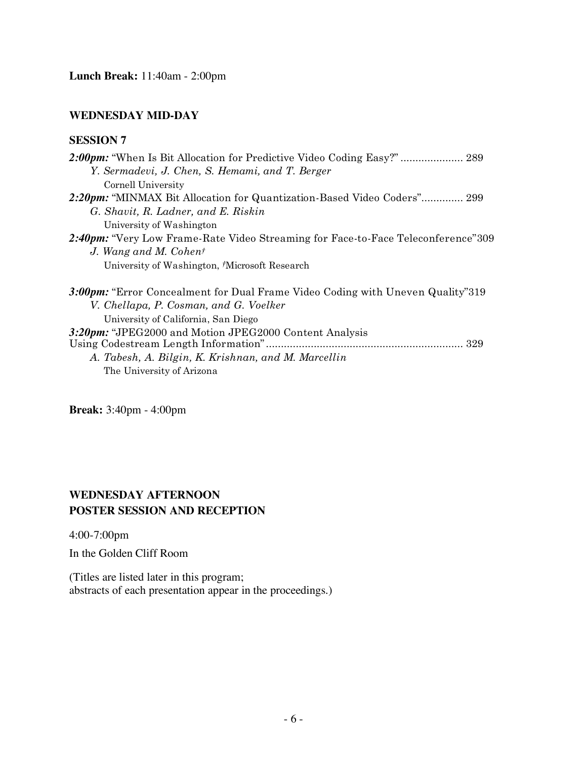**Lunch Break:** 11:40am - 2:00pm

### WEDNESDAY MID-DAY

### SESSION 7

***2:00pm:*** "When Is Bit Allocation for Predictive Video Coding Easy?" ..................... 289
*Y. Sermadevi, J. Chen, S. Hemami, and T. Berger*
Cornell University

***2:20pm:*** "MINMAX Bit Allocation for Quantization-Based Video Coders".............. 299
*G. Shavit, R. Ladner, and E. Riskin*
University of Washington

***2:40pm:*** "Very Low Frame-Rate Video Streaming for Face-to-Face Teleconference"309
*J. Wang and M. Cohen†*
University of Washington, †Microsoft Research

***3:00pm:*** "Error Concealment for Dual Frame Video Coding with Uneven Quality"319
*V. Chellapa, P. Cosman, and G. Voelker*
University of California, San Diego

***3:20pm:*** "JPEG2000 and Motion JPEG2000 Content Analysis Using Codestream Length Information"................................................................. 329
*A. Tabesh, A. Bilgin, K. Krishnan, and M. Marcellin*
The University of Arizona

**Break:** 3:40pm - 4:00pm

### WEDNESDAY AFTERNOON
### POSTER SESSION AND RECEPTION

4:00-7:00pm

In the Golden Cliff Room

(Titles are listed later in this program;
abstracts of each presentation appear in the proceedings.)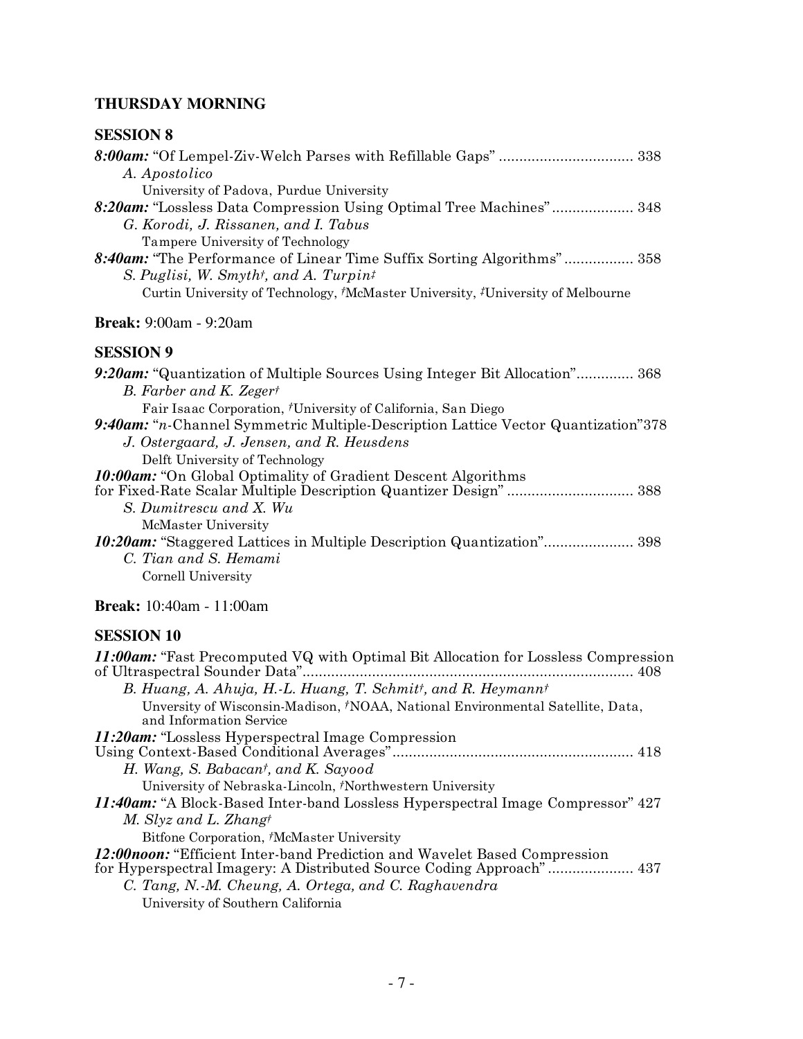## THURSDAY MORNING

### SESSION 8

***8:00am:*** "Of Lempel-Ziv-Welch Parses with Refillable Gaps" ................................ 338
*A. Apostolico*
University of Padova, Purdue University

***8:20am:*** "Lossless Data Compression Using Optimal Tree Machines" .................... 348
*G. Korodi, J. Rissanen, and I. Tabus*
Tampere University of Technology

***8:40am:*** "The Performance of Linear Time Suffix Sorting Algorithms" ................. 358
*S. Puglisi, W. Smyth†, and A. Turpin‡*
Curtin University of Technology, †McMaster University, ‡University of Melbourne

**Break:** 9:00am - 9:20am

### SESSION 9

***9:20am:*** "Quantization of Multiple Sources Using Integer Bit Allocation".............. 368
*B. Farber and K. Zeger†*
Fair Isaac Corporation, †University of California, San Diego

***9:40am:*** "*n*-Channel Symmetric Multiple-Description Lattice Vector Quantization"378
*J. Ostergaard, J. Jensen, and R. Heusdens*
Delft University of Technology

***10:00am:*** "On Global Optimality of Gradient Descent Algorithms for Fixed-Rate Scalar Multiple Description Quantizer Design" ............................... 388
*S. Dumitrescu and X. Wu*
McMaster University

***10:20am:*** "Staggered Lattices in Multiple Description Quantization"...................... 398
*C. Tian and S. Hemami*
Cornell University

**Break:** 10:40am - 11:00am

### SESSION 10

***11:00am:*** "Fast Precomputed VQ with Optimal Bit Allocation for Lossless Compression of Ultraspectral Sounder Data"................................................................................. 408
*B. Huang, A. Ahuja, H.-L. Huang, T. Schmit†, and R. Heymann†*
Unversity of Wisconsin-Madison, †NOAA, National Environmental Satellite, Data, and Information Service

***11:20am:*** "Lossless Hyperspectral Image Compression Using Context-Based Conditional Averages"........................................................... 418
*H. Wang, S. Babacan†, and K. Sayood*
University of Nebraska-Lincoln, †Northwestern University

***11:40am:*** "A Block-Based Inter-band Lossless Hyperspectral Image Compressor" 427
*M. Slyz and L. Zhang†*
Bitfone Corporation, †McMaster University

***12:00noon:*** "Efficient Inter-band Prediction and Wavelet Based Compression for Hyperspectral Imagery: A Distributed Source Coding Approach" ..................... 437
*C. Tang, N.-M. Cheung, A. Ortega, and C. Raghavendra*
University of Southern California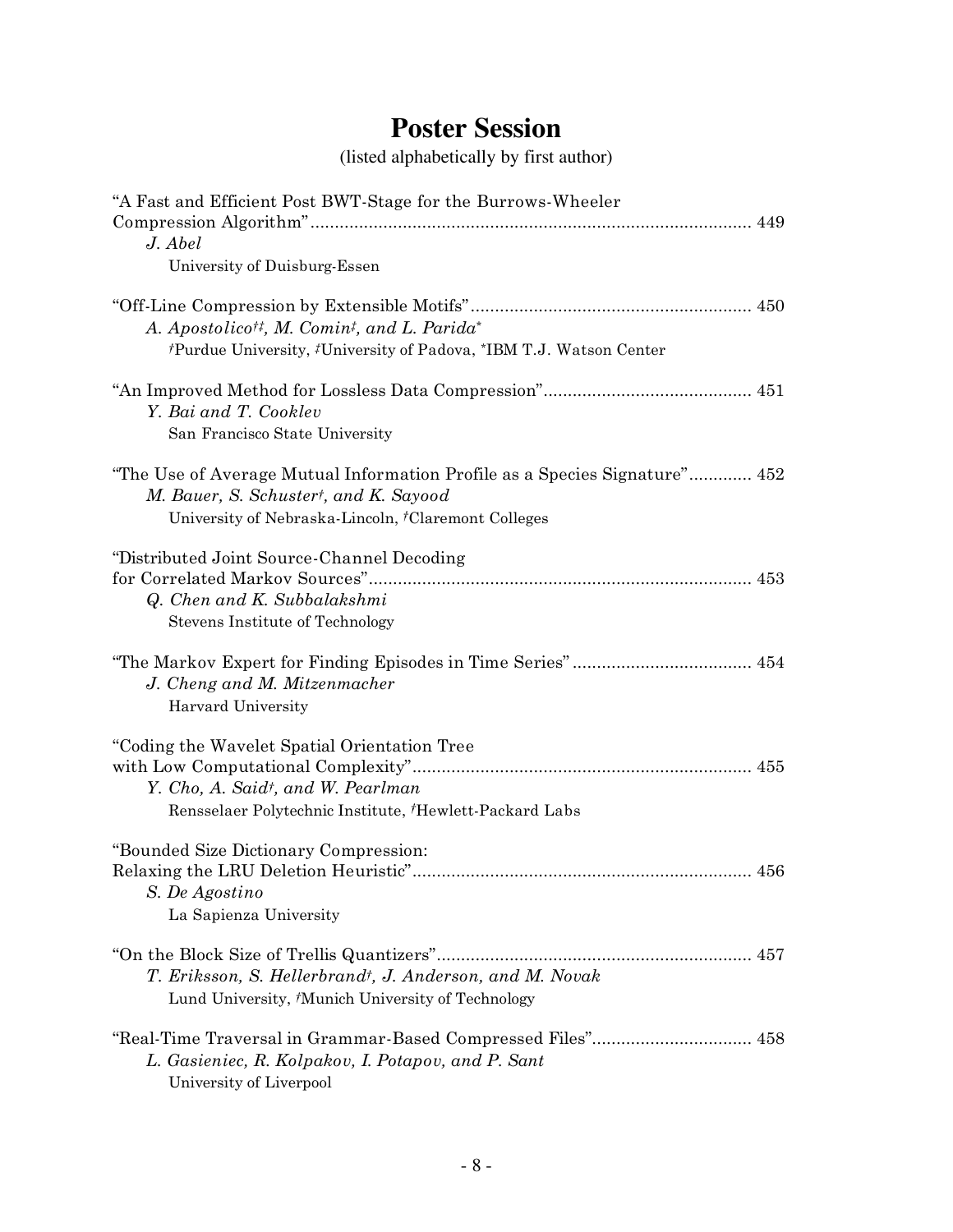# Poster Session

(listed alphabetically by first author)

"A Fast and Efficient Post BWT-Stage for the Burrows-Wheeler Compression Algorithm" ........ 449
*J. Abel*
University of Duisburg-Essen

"Off-Line Compression by Extensible Motifs" ........ 450
*A. Apostolico*[†‡]*, M. Comin*[‡]*, and L. Parida*[*]
[†]Purdue University, [‡]University of Padova, [*]IBM T.J. Watson Center

"An Improved Method for Lossless Data Compression" ........ 451
*Y. Bai and T. Cooklev*
San Francisco State University

"The Use of Average Mutual Information Profile as a Species Signature" ........ 452
*M. Bauer, S. Schuster*[†]*, and K. Sayood*
University of Nebraska-Lincoln, [†]Claremont Colleges

"Distributed Joint Source-Channel Decoding for Correlated Markov Sources" ........ 453
*Q. Chen and K. Subbalakshmi*
Stevens Institute of Technology

"The Markov Expert for Finding Episodes in Time Series" ........ 454
*J. Cheng and M. Mitzenmacher*
Harvard University

"Coding the Wavelet Spatial Orientation Tree with Low Computational Complexity" ........ 455
*Y. Cho, A. Said*[†]*, and W. Pearlman*
Rensselaer Polytechnic Institute, [†]Hewlett-Packard Labs

"Bounded Size Dictionary Compression: Relaxing the LRU Deletion Heuristic" ........ 456
*S. De Agostino*
La Sapienza University

"On the Block Size of Trellis Quantizers" ........ 457
*T. Eriksson, S. Hellerbrand*[†]*, J. Anderson, and M. Novak*
Lund University, [†]Munich University of Technology

"Real-Time Traversal in Grammar-Based Compressed Files" ........ 458
*L. Gasieniec, R. Kolpakov, I. Potapov, and P. Sant*
University of Liverpool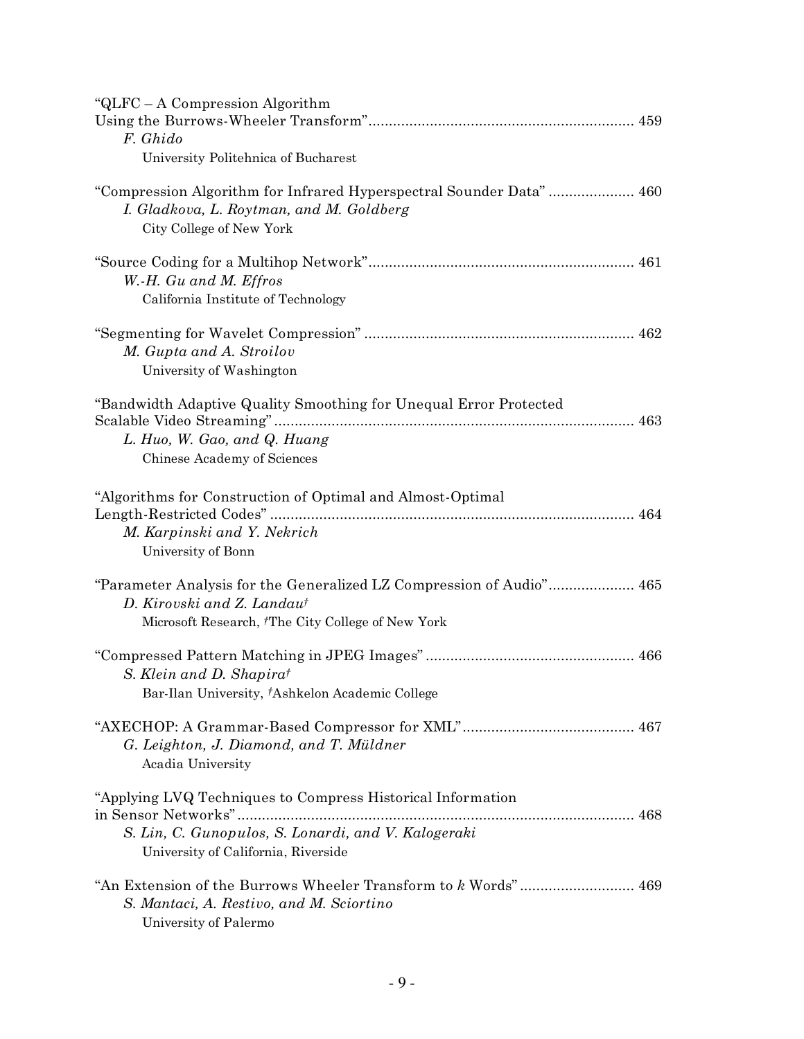"QLFC – A Compression Algorithm Using the Burrows-Wheeler Transform" ................................................................ 459
*F. Ghido*
University Politehnica of Bucharest

"Compression Algorithm for Infrared Hyperspectral Sounder Data" .................... 460
*I. Gladkova, L. Roytman, and M. Goldberg*
City College of New York

"Source Coding for a Multihop Network" ................................................................ 461
*W.-H. Gu and M. Effros*
California Institute of Technology

"Segmenting for Wavelet Compression" ................................................................. 462
*M. Gupta and A. Stroilov*
University of Washington

"Bandwidth Adaptive Quality Smoothing for Unequal Error Protected Scalable Video Streaming" ....................................................................................... 463
*L. Huo, W. Gao, and Q. Huang*
Chinese Academy of Sciences

"Algorithms for Construction of Optimal and Almost-Optimal Length-Restricted Codes" ........................................................................................ 464
*M. Karpinski and Y. Nekrich*
University of Bonn

"Parameter Analysis for the Generalized LZ Compression of Audio" .................... 465
*D. Kirovski and Z. Landau*[†]
Microsoft Research, [†]The City College of New York

"Compressed Pattern Matching in JPEG Images" .................................................. 466
*S. Klein and D. Shapira*[†]
Bar-Ilan University, [†]Ashkelon Academic College

"AXECHOP: A Grammar-Based Compressor for XML" .......................................... 467
*G. Leighton, J. Diamond, and T. Müldner*
Acadia University

"Applying LVQ Techniques to Compress Historical Information in Sensor Networks" ................................................................................................ 468
*S. Lin, C. Gunopulos, S. Lonardi, and V. Kalogeraki*
University of California, Riverside

"An Extension of the Burrows Wheeler Transform to *k* Words" ........................... 469
*S. Mantaci, A. Restivo, and M. Sciortino*
University of Palermo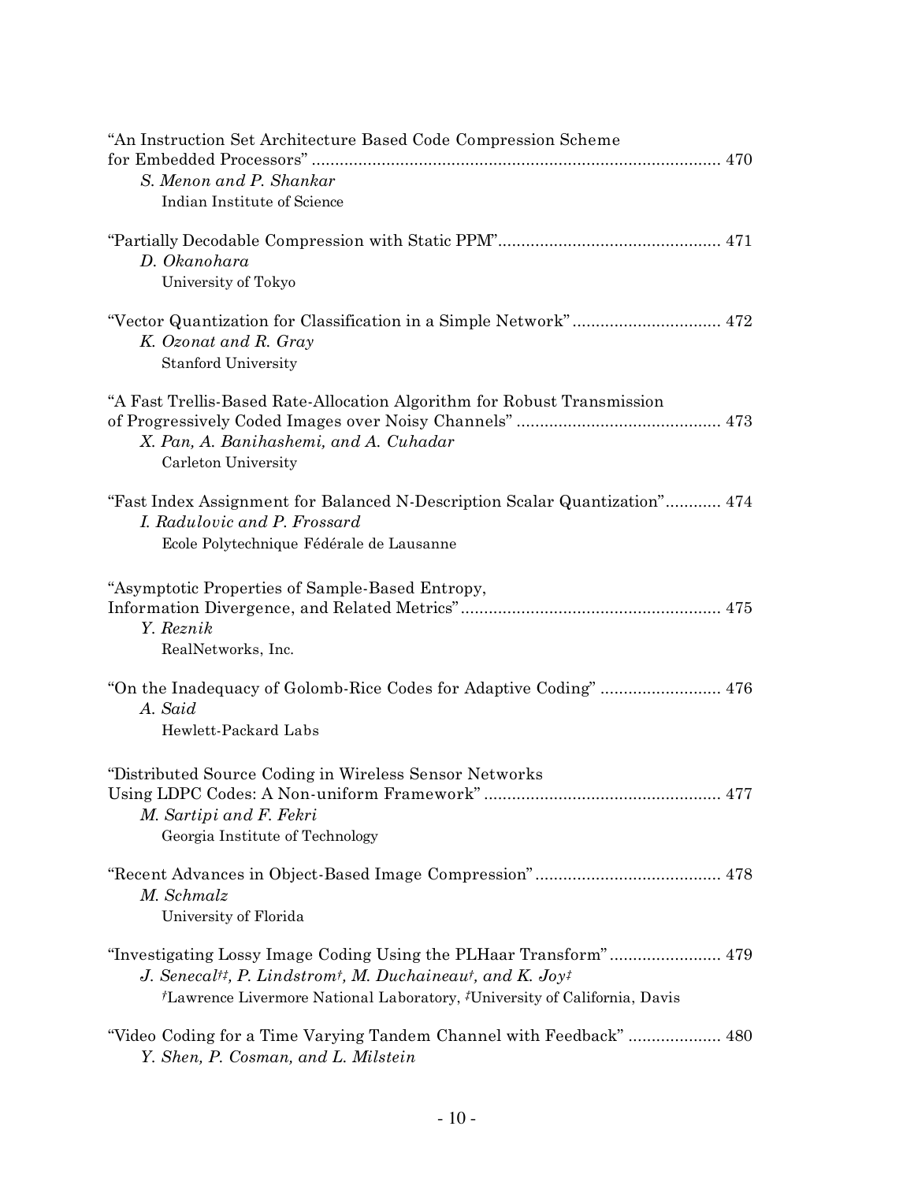"An Instruction Set Architecture Based Code Compression Scheme for Embedded Processors" ........................................................................................ 470
*S. Menon and P. Shankar*
Indian Institute of Science

"Partially Decodable Compression with Static PPM"............................................... 471
*D. Okanohara*
University of Tokyo

"Vector Quantization for Classification in a Simple Network" ................................ 472
*K. Ozonat and R. Gray*
Stanford University

"A Fast Trellis-Based Rate-Allocation Algorithm for Robust Transmission of Progressively Coded Images over Noisy Channels" ............................................ 473
*X. Pan, A. Banihashemi, and A. Cuhadar*
Carleton University

"Fast Index Assignment for Balanced N-Description Scalar Quantization"............ 474
*I. Radulovic and P. Frossard*
Ecole Polytechnique Fédérale de Lausanne

"Asymptotic Properties of Sample-Based Entropy, Information Divergence, and Related Metrics"........................................................ 475
*Y. Reznik*
RealNetworks, Inc.

"On the Inadequacy of Golomb-Rice Codes for Adaptive Coding" .......................... 476
*A. Said*
Hewlett-Packard Labs

"Distributed Source Coding in Wireless Sensor Networks Using LDPC Codes: A Non-uniform Framework" .................................................. 477
*M. Sartipi and F. Fekri*
Georgia Institute of Technology

"Recent Advances in Object-Based Image Compression"........................................ 478
*M. Schmalz*
University of Florida

"Investigating Lossy Image Coding Using the PLHaar Transform"........................ 479
*J. Senecal[†‡], P. Lindstrom[†], M. Duchaineau[†], and K. Joy[‡]*
[†]Lawrence Livermore National Laboratory, [‡]University of California, Davis

"Video Coding for a Time Varying Tandem Channel with Feedback" .................... 480
*Y. Shen, P. Cosman, and L. Milstein*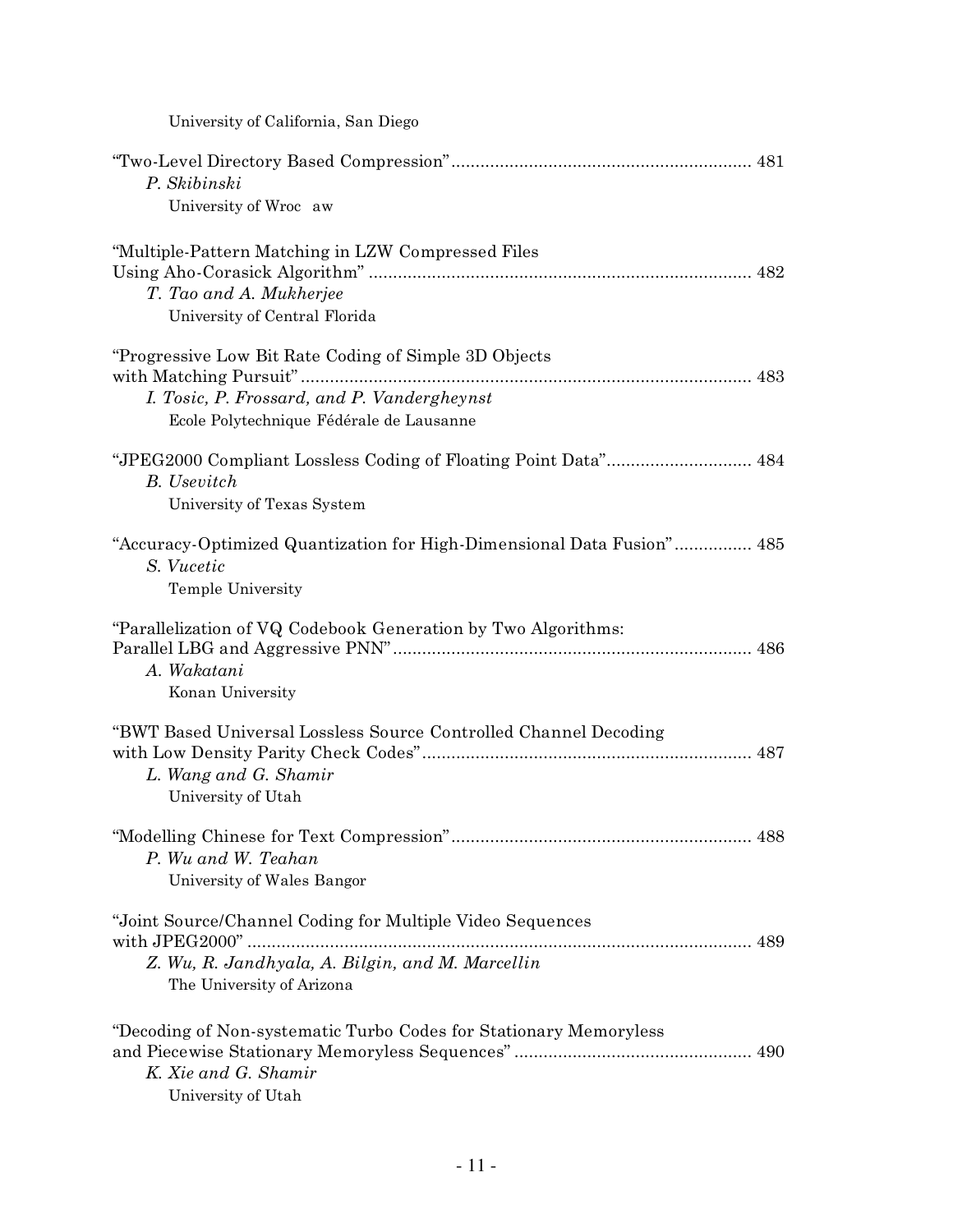University of California, San Diego

"Two-Level Directory Based Compression" ............................................................. 481
*P. Skibinski*
University of Wroc aw

"Multiple-Pattern Matching in LZW Compressed Files Using Aho-Corasick Algorithm" .............................................................................. 482
*T. Tao and A. Mukherjee*
University of Central Florida

"Progressive Low Bit Rate Coding of Simple 3D Objects with Matching Pursuit" ............................................................................................ 483
*I. Tosic, P. Frossard, and P. Vandergheynst*
Ecole Polytechnique Fédérale de Lausanne

"JPEG2000 Compliant Lossless Coding of Floating Point Data" ............................. 484
*B. Usevitch*
University of Texas System

"Accuracy-Optimized Quantization for High-Dimensional Data Fusion" ................ 485
*S. Vucetic*
Temple University

"Parallelization of VQ Codebook Generation by Two Algorithms: Parallel LBG and Aggressive PNN" ......................................................................... 486
*A. Wakatani*
Konan University

"BWT Based Universal Lossless Source Controlled Channel Decoding with Low Density Parity Check Codes" ................................................................... 487
*L. Wang and G. Shamir*
University of Utah

"Modelling Chinese for Text Compression" ............................................................. 488
*P. Wu and W. Teahan*
University of Wales Bangor

"Joint Source/Channel Coding for Multiple Video Sequences with JPEG2000" ........................................................................................................ 489
*Z. Wu, R. Jandhyala, A. Bilgin, and M. Marcellin*
The University of Arizona

"Decoding of Non-systematic Turbo Codes for Stationary Memoryless and Piecewise Stationary Memoryless Sequences" ................................................ 490
*K. Xie and G. Shamir*
University of Utah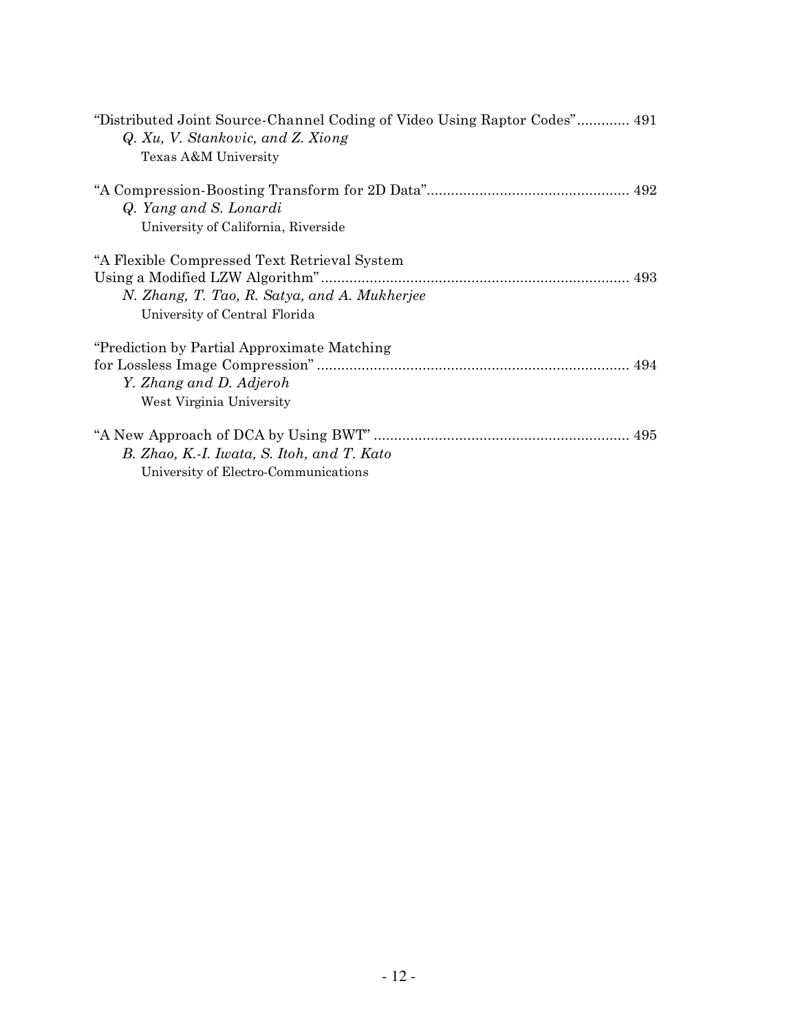"Distributed Joint Source-Channel Coding of Video Using Raptor Codes"............. 491
*Q. Xu, V. Stankovic, and Z. Xiong*
Texas A&M University

"A Compression-Boosting Transform for 2D Data"................................................. 492
*Q. Yang and S. Lonardi*
University of California, Riverside

"A Flexible Compressed Text Retrieval System
Using a Modified LZW Algorithm"........................................................................... 493
*N. Zhang, T. Tao, R. Satya, and A. Mukherjee*
University of Central Florida

"Prediction by Partial Approximate Matching
for Lossless Image Compression"............................................................................ 494
*Y. Zhang and D. Adjeroh*
West Virginia University

"A New Approach of DCA by Using BWT"................................................................ 495
*B. Zhao, K.-I. Iwata, S. Itoh, and T. Kato*
University of Electro-Communications